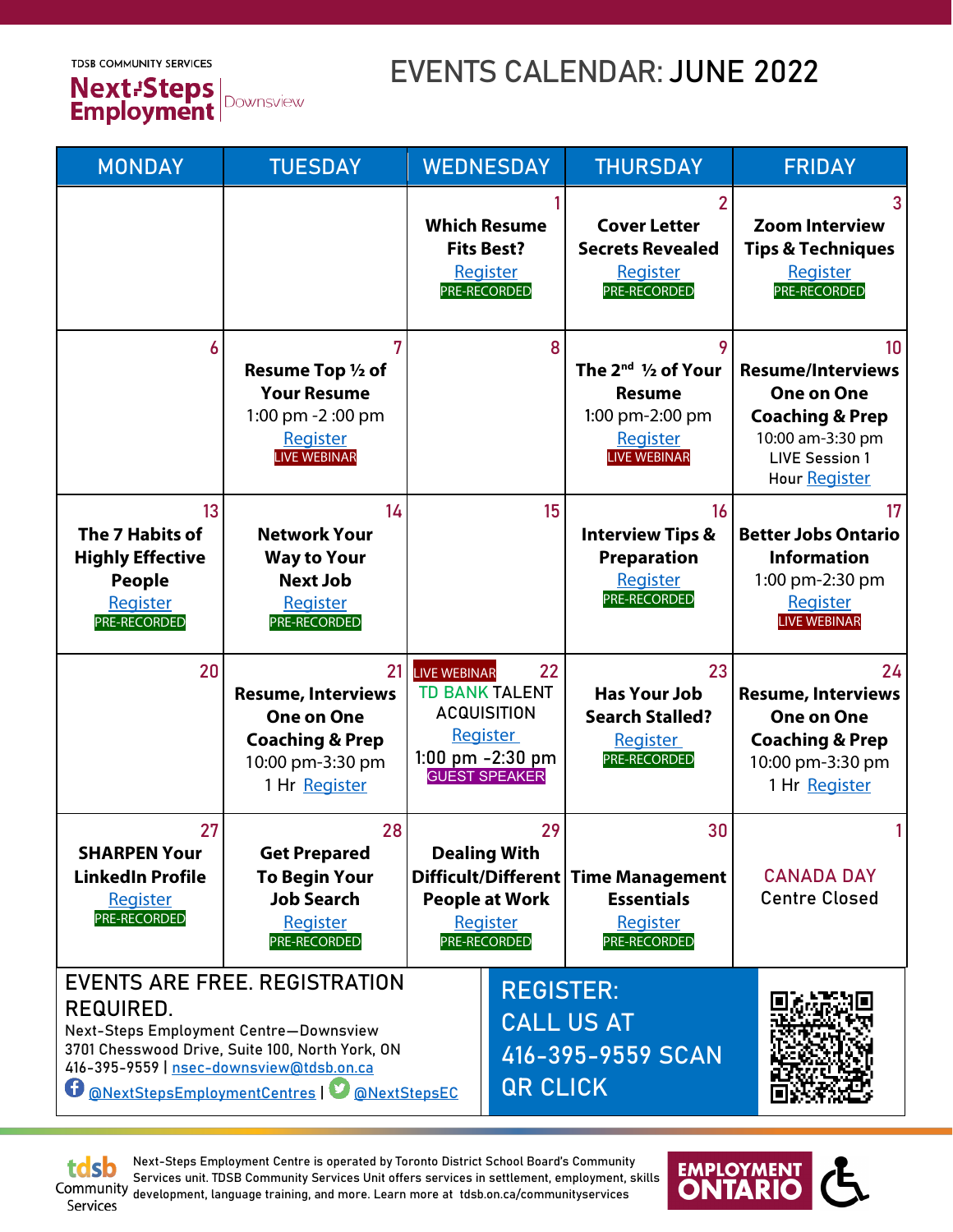TDSB COMMUNITY SERVICES

**Next-Steps Employment** | Downsview

# EVENTS CALENDAR: JUNE 2022

| MONDAY | TUESDAY | WEDNESDAY | THURSDAY | FRIDAY |
|---|---|---|---|---|
| | | 1 **Which Resume Fits Best?** Register PRE-RECORDED | 2 **Cover Letter Secrets Revealed** Register PRE-RECORDED | 3 **Zoom Interview Tips & Techniques** Register PRE-RECORDED |
| 6 | 7 **Resume Top ½ of Your Resume** 1:00 pm -2 :00 pm Register LIVE WEBINAR | 8 | 9 **The 2nd ½ of Your Resume** 1:00 pm-2:00 pm Register LIVE WEBINAR | 10 **Resume/Interviews One on One Coaching & Prep** 10:00 am-3:30 pm LIVE Session 1 Hour Register |
| 13 **The 7 Habits of Highly Effective People** Register PRE-RECORDED | 14 **Network Your Way to Your Next Job** Register PRE-RECORDED | 15 | 16 **Interview Tips & Preparation** Register PRE-RECORDED | 17 **Better Jobs Ontario Information** 1:00 pm-2:30 pm Register LIVE WEBINAR |
| 20 | 21 **Resume, Interviews One on One Coaching & Prep** 10:00 pm-3:30 pm 1 Hr Register | 22 LIVE WEBINAR TD BANK TALENT ACQUISITION Register 1:00 pm -2:30 pm GUEST SPEAKER | 23 **Has Your Job Search Stalled?** Register PRE-RECORDED | 24 **Resume, Interviews One on One Coaching & Prep** 10:00 pm-3:30 pm 1 Hr Register |
| 27 **SHARPEN Your LinkedIn Profile** Register PRE-RECORDED | 28 **Get Prepared To Begin Your Job Search** Register PRE-RECORDED | 29 **Dealing With Difficult/Different People at Work** Register PRE-RECORDED | 30 **Time Management Essentials** Register PRE-RECORDED | 1 CANADA DAY Centre Closed |

EVENTS ARE FREE. REGISTRATION REQUIRED.

Next-Steps Employment Centre—Downsview
3701 Chesswood Drive, Suite 100, North York, ON
416-395-9559 | nsec-downsview@tdsb.on.ca
@NextStepsEmploymentCentres | @NextStepsEC

REGISTER: CALL US AT 416-395-9559 SCAN QR CLICK

tdsb Community Services

Next-Steps Employment Centre is operated by Toronto District School Board's Community Services unit. TDSB Community Services Unit offers services in settlement, employment, skills development, language training, and more. Learn more at tdsb.on.ca/communityservices

EMPLOYMENT ONTARIO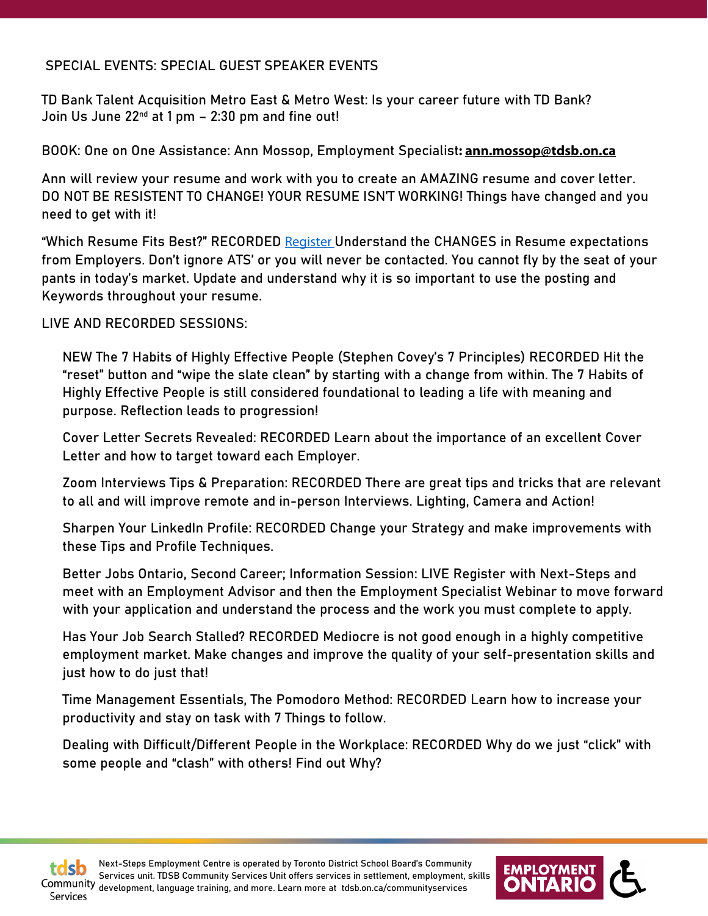SPECIAL EVENTS: SPECIAL GUEST SPEAKER EVENTS

TD Bank Talent Acquisition Metro East & Metro West: Is your career future with TD Bank? Join Us June 22nd at 1 pm – 2:30 pm and fine out!

BOOK: One on One Assistance: Ann Mossop, Employment Specialist**: ann.mossop@tdsb.on.ca**

Ann will review your resume and work with you to create an AMAZING resume and cover letter. DO NOT BE RESISTENT TO CHANGE! YOUR RESUME ISN'T WORKING! Things have changed and you need to get with it!

"Which Resume Fits Best?" RECORDED Register Understand the CHANGES in Resume expectations from Employers. Don't ignore ATS' or you will never be contacted. You cannot fly by the seat of your pants in today's market. Update and understand why it is so important to use the posting and Keywords throughout your resume.

LIVE AND RECORDED SESSIONS:

NEW The 7 Habits of Highly Effective People (Stephen Covey's 7 Principles) RECORDED Hit the "reset" button and "wipe the slate clean" by starting with a change from within. The 7 Habits of Highly Effective People is still considered foundational to leading a life with meaning and purpose. Reflection leads to progression!

Cover Letter Secrets Revealed: RECORDED Learn about the importance of an excellent Cover Letter and how to target toward each Employer.

Zoom Interviews Tips & Preparation: RECORDED There are great tips and tricks that are relevant to all and will improve remote and in-person Interviews. Lighting, Camera and Action!

Sharpen Your LinkedIn Profile: RECORDED Change your Strategy and make improvements with these Tips and Profile Techniques.

Better Jobs Ontario, Second Career; Information Session: LIVE Register with Next-Steps and meet with an Employment Advisor and then the Employment Specialist Webinar to move forward with your application and understand the process and the work you must complete to apply.

Has Your Job Search Stalled? RECORDED Mediocre is not good enough in a highly competitive employment market. Make changes and improve the quality of your self-presentation skills and just how to do just that!

Time Management Essentials, The Pomodoro Method: RECORDED Learn how to increase your productivity and stay on task with 7 Things to follow.

Dealing with Difficult/Different People in the Workplace: RECORDED Why do we just "click" with some people and "clash" with others! Find out Why?

Next-Steps Employment Centre is operated by Toronto District School Board's Community Services unit. TDSB Community Services Unit offers services in settlement, employment, skills development, language training, and more. Learn more at tdsb.on.ca/communityservices